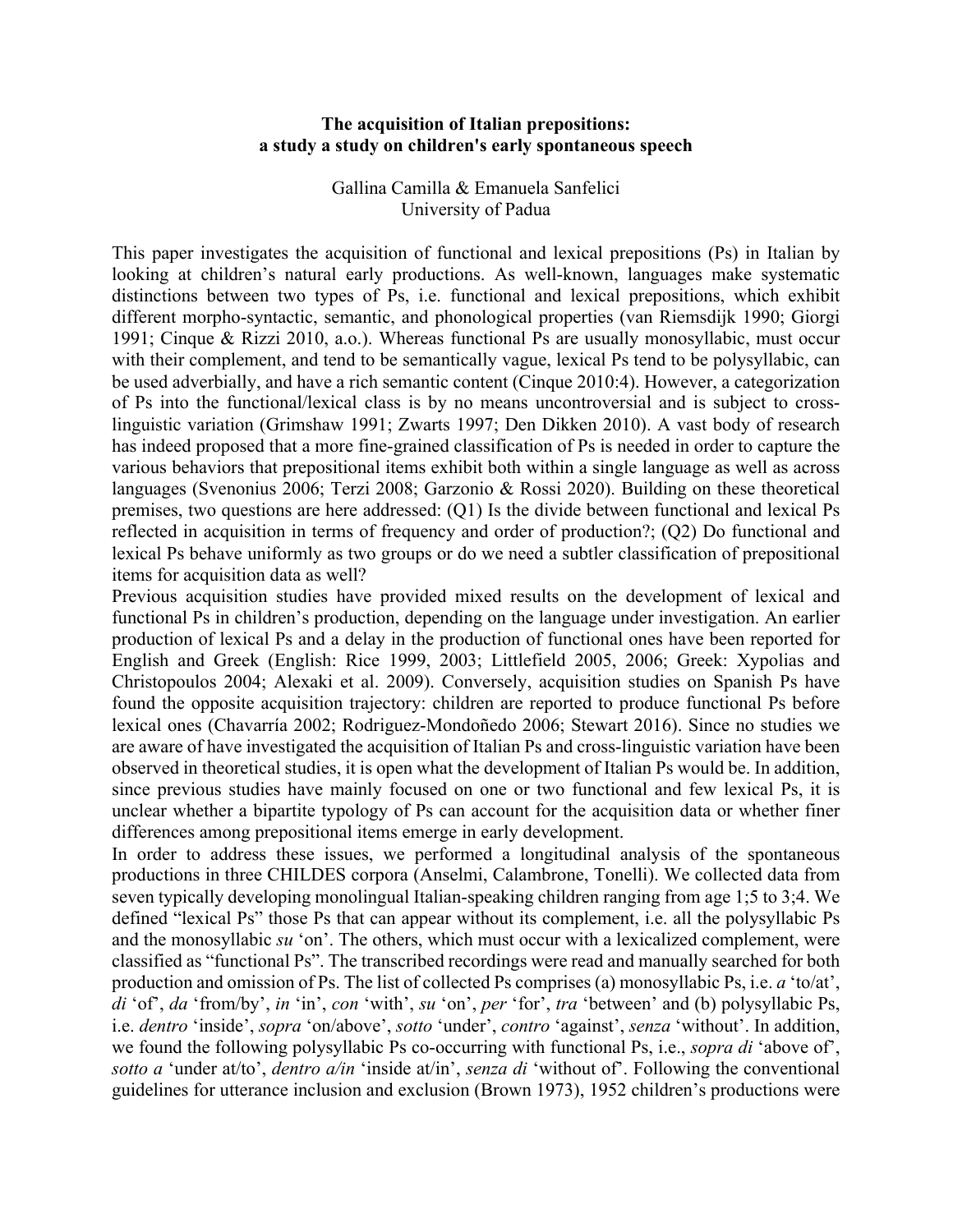**The acquisition of Italian prepositions:**
**a study a study on children's early spontaneous speech**

Gallina Camilla & Emanuela Sanfelici
University of Padua

This paper investigates the acquisition of functional and lexical prepositions (Ps) in Italian by looking at children's natural early productions. As well-known, languages make systematic distinctions between two types of Ps, i.e. functional and lexical prepositions, which exhibit different morpho-syntactic, semantic, and phonological properties (van Riemsdijk 1990; Giorgi 1991; Cinque & Rizzi 2010, a.o.). Whereas functional Ps are usually monosyllabic, must occur with their complement, and tend to be semantically vague, lexical Ps tend to be polysyllabic, can be used adverbially, and have a rich semantic content (Cinque 2010:4). However, a categorization of Ps into the functional/lexical class is by no means uncontroversial and is subject to cross-linguistic variation (Grimshaw 1991; Zwarts 1997; Den Dikken 2010). A vast body of research has indeed proposed that a more fine-grained classification of Ps is needed in order to capture the various behaviors that prepositional items exhibit both within a single language as well as across languages (Svenonius 2006; Terzi 2008; Garzonio & Rossi 2020). Building on these theoretical premises, two questions are here addressed: (Q1) Is the divide between functional and lexical Ps reflected in acquisition in terms of frequency and order of production?; (Q2) Do functional and lexical Ps behave uniformly as two groups or do we need a subtler classification of prepositional items for acquisition data as well?

Previous acquisition studies have provided mixed results on the development of lexical and functional Ps in children's production, depending on the language under investigation. An earlier production of lexical Ps and a delay in the production of functional ones have been reported for English and Greek (English: Rice 1999, 2003; Littlefield 2005, 2006; Greek: Xypolias and Christopoulos 2004; Alexaki et al. 2009). Conversely, acquisition studies on Spanish Ps have found the opposite acquisition trajectory: children are reported to produce functional Ps before lexical ones (Chavarría 2002; Rodriguez-Mondoñedo 2006; Stewart 2016). Since no studies we are aware of have investigated the acquisition of Italian Ps and cross-linguistic variation have been observed in theoretical studies, it is open what the development of Italian Ps would be. In addition, since previous studies have mainly focused on one or two functional and few lexical Ps, it is unclear whether a bipartite typology of Ps can account for the acquisition data or whether finer differences among prepositional items emerge in early development.

In order to address these issues, we performed a longitudinal analysis of the spontaneous productions in three CHILDES corpora (Anselmi, Calambrone, Tonelli). We collected data from seven typically developing monolingual Italian-speaking children ranging from age 1;5 to 3;4. We defined "lexical Ps" those Ps that can appear without its complement, i.e. all the polysyllabic Ps and the monosyllabic *su* 'on'. The others, which must occur with a lexicalized complement, were classified as "functional Ps". The transcribed recordings were read and manually searched for both production and omission of Ps. The list of collected Ps comprises (a) monosyllabic Ps, i.e. *a* 'to/at', *di* 'of', *da* 'from/by', *in* 'in', *con* 'with', *su* 'on', *per* 'for', *tra* 'between' and (b) polysyllabic Ps, i.e. *dentro* 'inside', *sopra* 'on/above', *sotto* 'under', *contro* 'against', *senza* 'without'. In addition, we found the following polysyllabic Ps co-occurring with functional Ps, i.e., *sopra di* 'above of', *sotto a* 'under at/to', *dentro a/in* 'inside at/in', *senza di* 'without of'. Following the conventional guidelines for utterance inclusion and exclusion (Brown 1973), 1952 children's productions were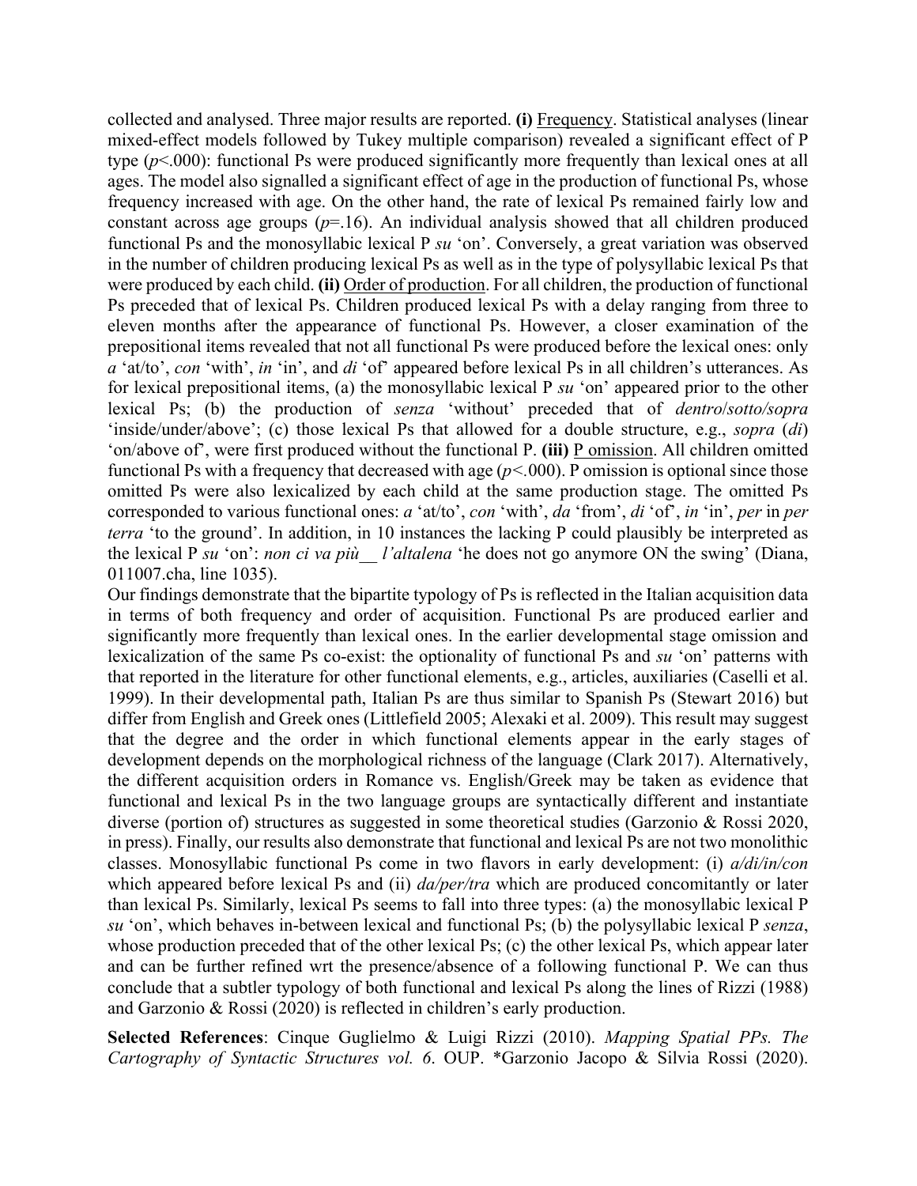collected and analysed. Three major results are reported. **(i)** Frequency. Statistical analyses (linear mixed-effect models followed by Tukey multiple comparison) revealed a significant effect of P type ($p$<.000): functional Ps were produced significantly more frequently than lexical ones at all ages. The model also signalled a significant effect of age in the production of functional Ps, whose frequency increased with age. On the other hand, the rate of lexical Ps remained fairly low and constant across age groups ($p$=.16). An individual analysis showed that all children produced functional Ps and the monosyllabic lexical P *su* 'on'. Conversely, a great variation was observed in the number of children producing lexical Ps as well as in the type of polysyllabic lexical Ps that were produced by each child. **(ii)** Order of production. For all children, the production of functional Ps preceded that of lexical Ps. Children produced lexical Ps with a delay ranging from three to eleven months after the appearance of functional Ps. However, a closer examination of the prepositional items revealed that not all functional Ps were produced before the lexical ones: only *a* 'at/to', *con* 'with', *in* 'in', and *di* 'of' appeared before lexical Ps in all children's utterances. As for lexical prepositional items, (a) the monosyllabic lexical P *su* 'on' appeared prior to the other lexical Ps; (b) the production of *senza* 'without' preceded that of *dentro*/*sotto/sopra* 'inside/under/above'; (c) those lexical Ps that allowed for a double structure, e.g., *sopra* (*di*) 'on/above of', were first produced without the functional P. **(iii)** P omission. All children omitted functional Ps with a frequency that decreased with age ($p$<.000). P omission is optional since those omitted Ps were also lexicalized by each child at the same production stage. The omitted Ps corresponded to various functional ones: *a* 'at/to', *con* 'with', *da* 'from', *di* 'of', *in* 'in', *per* in *per terra* 'to the ground'. In addition, in 10 instances the lacking P could plausibly be interpreted as the lexical P *su* 'on': *non ci va più__ l'altalena* 'he does not go anymore ON the swing' (Diana, 011007.cha, line 1035).

Our findings demonstrate that the bipartite typology of Ps is reflected in the Italian acquisition data in terms of both frequency and order of acquisition. Functional Ps are produced earlier and significantly more frequently than lexical ones. In the earlier developmental stage omission and lexicalization of the same Ps co-exist: the optionality of functional Ps and *su* 'on' patterns with that reported in the literature for other functional elements, e.g., articles, auxiliaries (Caselli et al. 1999). In their developmental path, Italian Ps are thus similar to Spanish Ps (Stewart 2016) but differ from English and Greek ones (Littlefield 2005; Alexaki et al. 2009). This result may suggest that the degree and the order in which functional elements appear in the early stages of development depends on the morphological richness of the language (Clark 2017). Alternatively, the different acquisition orders in Romance vs. English/Greek may be taken as evidence that functional and lexical Ps in the two language groups are syntactically different and instantiate diverse (portion of) structures as suggested in some theoretical studies (Garzonio & Rossi 2020, in press). Finally, our results also demonstrate that functional and lexical Ps are not two monolithic classes. Monosyllabic functional Ps come in two flavors in early development: (i) *a/di/in/con* which appeared before lexical Ps and (ii) *da/per/tra* which are produced concomitantly or later than lexical Ps. Similarly, lexical Ps seems to fall into three types: (a) the monosyllabic lexical P *su* 'on', which behaves in-between lexical and functional Ps; (b) the polysyllabic lexical P *senza*, whose production preceded that of the other lexical Ps; (c) the other lexical Ps, which appear later and can be further refined wrt the presence/absence of a following functional P. We can thus conclude that a subtler typology of both functional and lexical Ps along the lines of Rizzi (1988) and Garzonio & Rossi (2020) is reflected in children's early production.

**Selected References**: Cinque Guglielmo & Luigi Rizzi (2010). *Mapping Spatial PPs. The Cartography of Syntactic Structures vol. 6*. OUP. *Garzonio Jacopo & Silvia Rossi (2020).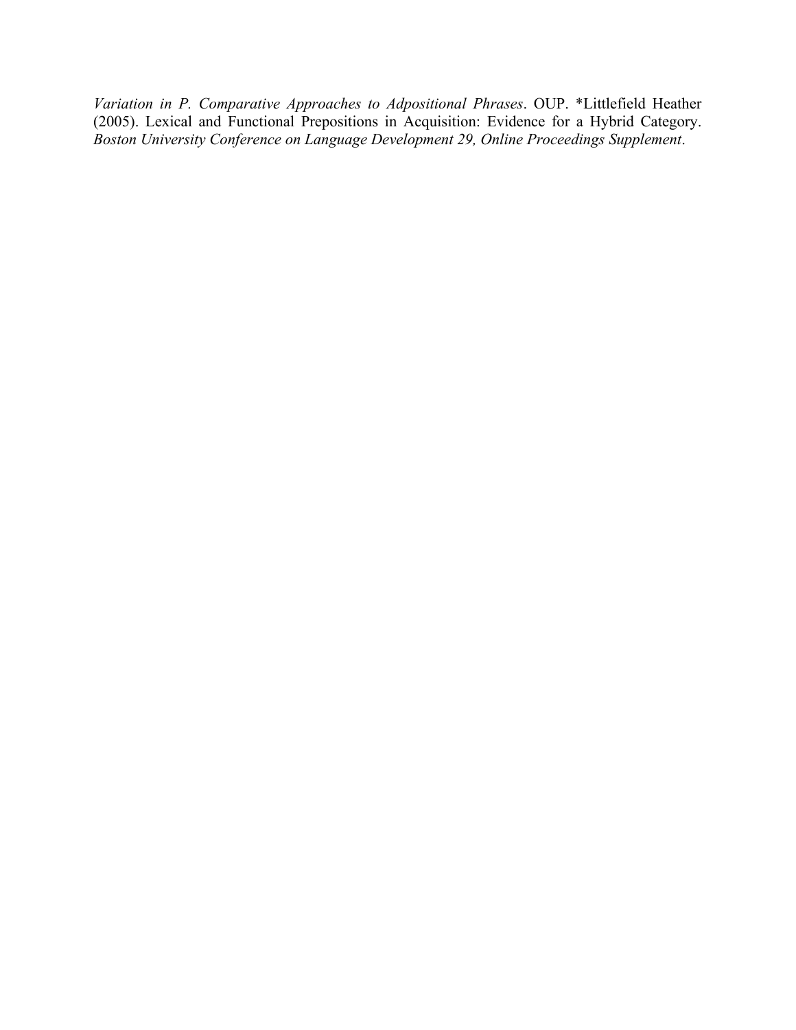*Variation in P. Comparative Approaches to Adpositional Phrases*. OUP. *Littlefield Heather (2005). Lexical and Functional Prepositions in Acquisition: Evidence for a Hybrid Category. *Boston University Conference on Language Development 29, Online Proceedings Supplement*.